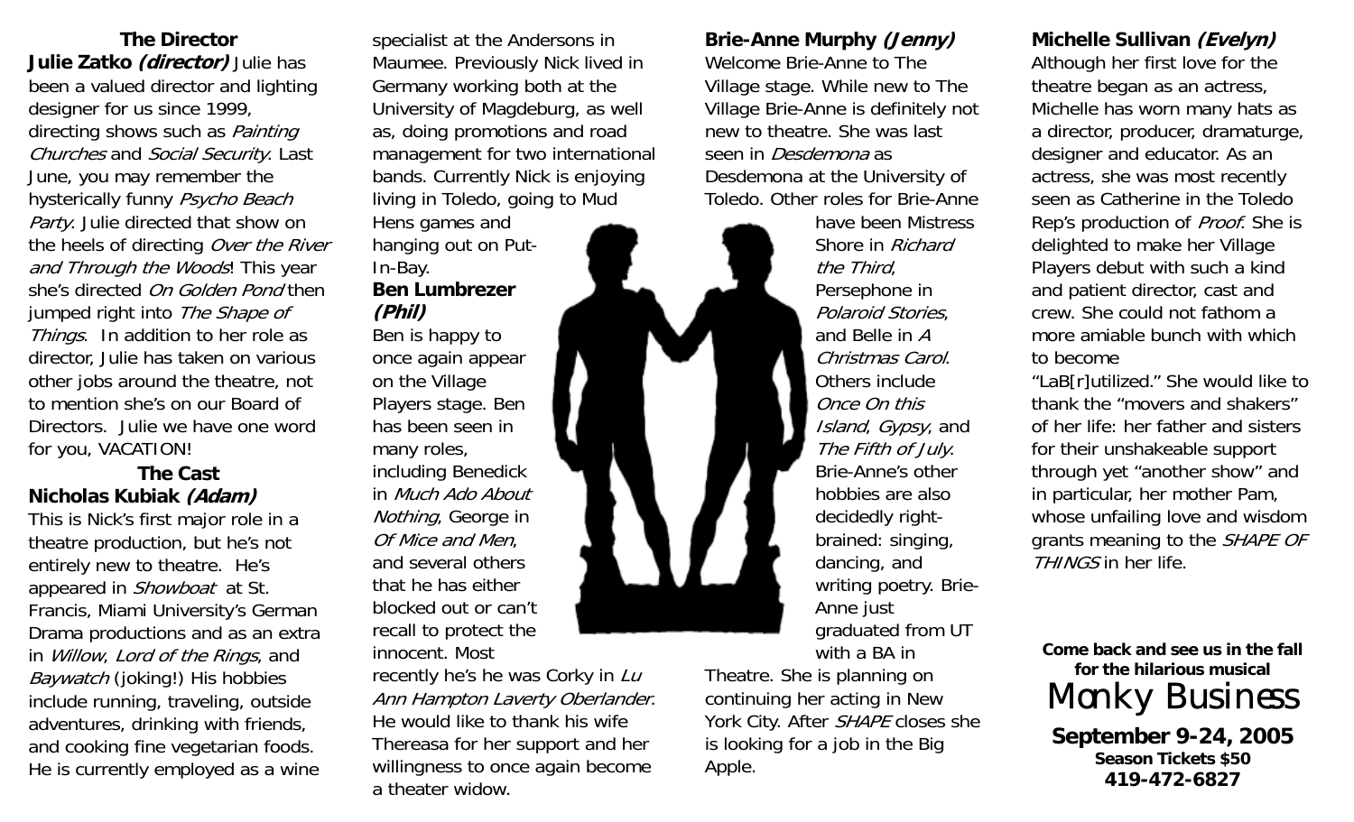## The Director

**Julie Zatko *(director)*** Julie has been a valued director and lighting designer for us since 1999, directing shows such as *Painting Churches* and *Social Security*. Last June, you may remember the hysterically funny *Psycho Beach Party*. Julie directed that show on the heels of directing *Over the River and Through the Woods*! This year she's directed *On Golden Pond* then jumped right into *The Shape of Things*. In addition to her role as director, Julie has taken on various other jobs around the theatre, not to mention she's on our Board of Directors. Julie we have one word for you, VACATION!

## The Cast

**Nicholas Kubiak *(Adam)***
This is Nick's first major role in a theatre production, but he's not entirely new to theatre. He's appeared in *Showboat* at St. Francis, Miami University's German Drama productions and as an extra in *Willow*, *Lord of the Rings*, and *Baywatch* (joking!) His hobbies include running, traveling, outside adventures, drinking with friends, and cooking fine vegetarian foods. He is currently employed as a wine specialist at the Andersons in Maumee. Previously Nick lived in Germany working both at the University of Magdeburg, as well as, doing promotions and road management for two international bands. Currently Nick is enjoying living in Toledo, going to Mud Hens games and hanging out on Put-In-Bay.

**Ben Lumbrezer *(Phil)***
Ben is happy to once again appear on the Village Players stage. Ben has been seen in many roles, including Benedick in *Much Ado About Nothing*, George in *Of Mice and Men*, and several others that he has either blocked out or can't recall to protect the innocent. Most recently he's he was Corky in *Lu Ann Hampton Laverty Oberlander*. He would like to thank his wife Thereasa for her support and her willingness to once again become a theater widow.

**Brie-Anne Murphy *(Jenny)***
Welcome Brie-Anne to The Village stage. While new to The Village Brie-Anne is definitely not new to theatre. She was last seen in *Desdemona* as Desdemona at the University of Toledo. Other roles for Brie-Anne have been Mistress Shore in *Richard the Third*, Persephone in *Polaroid Stories*, and Belle in *A Christmas Carol*. Others include *Once On this Island*, *Gypsy*, and *The Fifth of July*. Brie-Anne's other hobbies are also decidedly right-brained: singing, dancing, and writing poetry. Brie-Anne just graduated from UT with a BA in Theatre. She is planning on continuing her acting in New York City. After *SHAPE* closes she is looking for a job in the Big Apple.

**Michelle Sullivan *(Evelyn)***
Although her first love for the theatre began as an actress, Michelle has worn many hats as a director, producer, dramaturge, designer and educator. As an actress, she was most recently seen as Catherine in the Toledo Rep's production of *Proof*. She is delighted to make her Village Players debut with such a kind and patient director, cast and crew. She could not fathom a more amiable bunch with which to become "LaB[r]utilized." She would like to thank the "movers and shakers" of her life: her father and sisters for their unshakeable support through yet "another show" and in particular, her mother Pam, whose unfailing love and wisdom grants meaning to the *SHAPE OF THINGS* in her life.

**Come back and see us in the fall for the hilarious musical**

Monky Business

**September 9-24, 2005**
**Season Tickets $50**
**419-472-6827**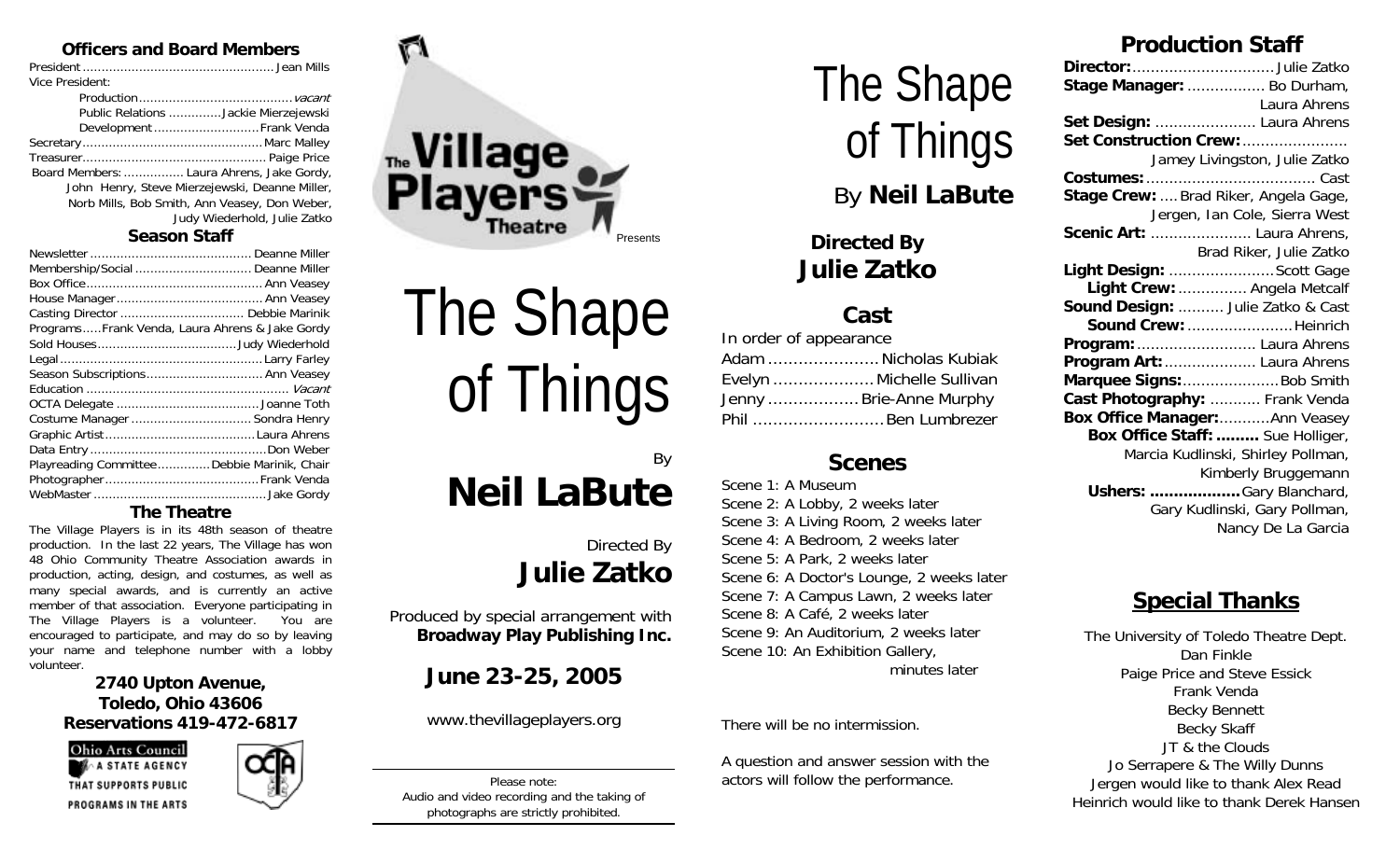## Officers and Board Members

President .................................................. Jean Mills
Vice President:
Production ........................................ *vacant*
Public Relations ............. Jackie Mierzejewski
Development ............................ Frank Venda
Secretary ................................................ Marc Malley
Treasurer ................................................ Paige Price
Board Members: ................ Laura Ahrens, Jake Gordy, John Henry, Steve Mierzejewski, Deanne Miller, Norb Mills, Bob Smith, Ann Veasey, Don Weber, Judy Wiederhold, Julie Zatko

## Season Staff

Newsletter .......................................... Deanne Miller
Membership/Social ............................... Deanne Miller
Box Office .............................................. Ann Veasey
House Manager ...................................... Ann Veasey
Casting Director ................................ Debbie Marinik
Programs.....Frank Venda, Laura Ahrens & Jake Gordy
Sold Houses ..................................... Judy Wiederhold
Legal ..................................................... Larry Farley
Season Subscriptions .............................. Ann Veasey
Education ..................................................... *Vacant*
OCTA Delegate ..................................... Joanne Toth
Costume Manager ................................ Sondra Henry
Graphic Artist ....................................... Laura Ahrens
Data Entry .............................................. Don Weber
Playreading Committee............. Debbie Marinik, Chair
Photographer ......................................... Frank Venda
WebMaster ............................................. Jake Gordy

## The Theatre

The Village Players is in its 48th season of theatre production. In the last 22 years, The Village has won 48 Ohio Community Theatre Association awards in production, acting, design, and costumes, as well as many special awards, and is currently an active member of that association. Everyone participating in The Village Players is a volunteer. You are encouraged to participate, and may do so by leaving your name and telephone number with a lobby volunteer.

**2740 Upton Avenue,**
**Toledo, Ohio 43606**
**Reservations 419-472-6817**

Ohio Arts Council
A STATE AGENCY THAT SUPPORTS PUBLIC PROGRAMS IN THE ARTS

The Village Players Theatre Presents

# The Shape of Things

By
**Neil LaBute**

Directed By
**Julie Zatko**

*Produced by special arrangement with* **Broadway Play Publishing Inc.**

**June 23-25, 2005**

www.thevillageplayers.org

Please note:
Audio and video recording and the taking of photographs are strictly prohibited.

# The Shape of Things

By **Neil LaBute**

**Directed By**
**Julie Zatko**

## Cast

In order of appearance
Adam ...................... Nicholas Kubiak
Evelyn .................... Michelle Sullivan
Jenny .................. Brie-Anne Murphy
Phil .......................... Ben Lumbrezer

## Scenes

Scene 1: A Museum
Scene 2: A Lobby, 2 weeks later
Scene 3: A Living Room, 2 weeks later
Scene 4: A Bedroom, 2 weeks later
Scene 5: A Park, 2 weeks later
Scene 6: A Doctor's Lounge, 2 weeks later
Scene 7: A Campus Lawn, 2 weeks later
Scene 8: A Café, 2 weeks later
Scene 9: An Auditorium, 2 weeks later
Scene 10: An Exhibition Gallery, minutes later

There will be no intermission.

A question and answer session with the actors will follow the performance.

## Production Staff

**Director:** ............................... Julie Zatko
**Stage Manager:** ................. Bo Durham, Laura Ahrens
**Set Design:** ...................... Laura Ahrens
**Set Construction Crew:** ....................... Jamey Livingston, Julie Zatko
**Costumes:** ..................................... Cast
**Stage Crew:** .... Brad Riker, Angela Gage, Jergen, Ian Cole, Sierra West
**Scenic Art:** ...................... Laura Ahrens, Brad Riker, Julie Zatko
**Light Design:** ....................... Scott Gage
**Light Crew:** ............... Angela Metcalf
**Sound Design:** .......... Julie Zatko & Cast
**Sound Crew:** ....................... Heinrich
**Program:** .......................... Laura Ahrens
**Program Art:** .................... Laura Ahrens
**Marquee Signs:** ..................... Bob Smith
**Cast Photography:** ........... Frank Venda
**Box Office Manager:** ........... Ann Veasey
**Box Office Staff:** ......... Sue Holliger, Marcia Kudlinski, Shirley Pollman, Kimberly Bruggemann
**Ushers:** ................... Gary Blanchard, Gary Kudlinski, Gary Pollman, Nancy De La Garcia

## Special Thanks

The University of Toledo Theatre Dept.
Dan Finkle
Paige Price and Steve Essick
Frank Venda
Becky Bennett
Becky Skaff
JT & the Clouds
Jo Serrapere & The Willy Dunns
Jergen would like to thank Alex Read
Heinrich would like to thank Derek Hansen